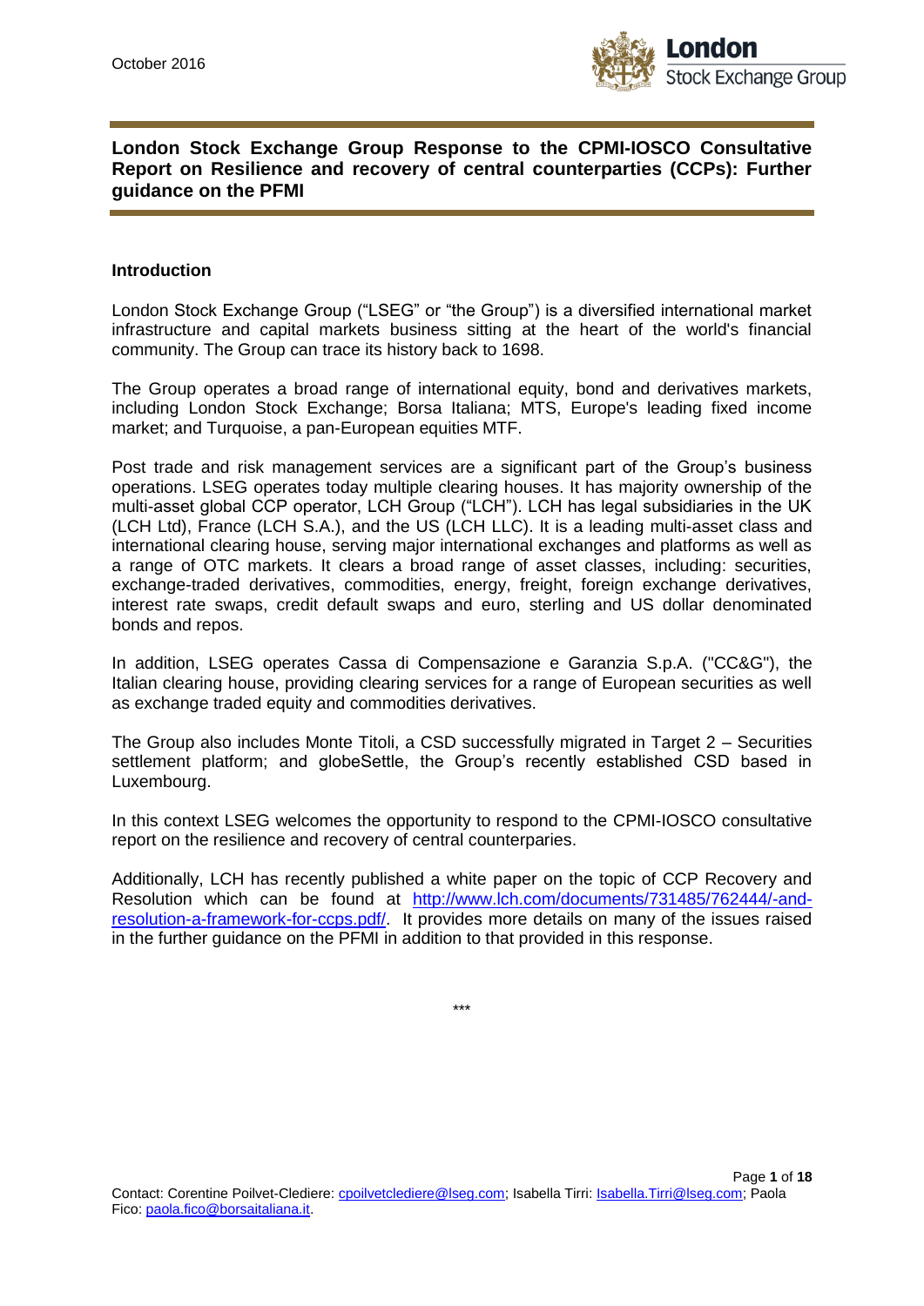October 2016

# London Stock Exchange Group Response to the CPMI-IOSCO Consultative Report on Resilience and recovery of central counterparties (CCPs): Further guidance on the PFMI

**Introduction**

London Stock Exchange Group ("LSEG" or "the Group") is a diversified international market infrastructure and capital markets business sitting at the heart of the world's financial community. The Group can trace its history back to 1698.

The Group operates a broad range of international equity, bond and derivatives markets, including London Stock Exchange; Borsa Italiana; MTS, Europe's leading fixed income market; and Turquoise, a pan-European equities MTF.

Post trade and risk management services are a significant part of the Group's business operations. LSEG operates today multiple clearing houses. It has majority ownership of the multi-asset global CCP operator, LCH Group ("LCH"). LCH has legal subsidiaries in the UK (LCH Ltd), France (LCH S.A.), and the US (LCH LLC). It is a leading multi-asset class and international clearing house, serving major international exchanges and platforms as well as a range of OTC markets. It clears a broad range of asset classes, including: securities, exchange-traded derivatives, commodities, energy, freight, foreign exchange derivatives, interest rate swaps, credit default swaps and euro, sterling and US dollar denominated bonds and repos.

In addition, LSEG operates Cassa di Compensazione e Garanzia S.p.A. ("CC&G"), the Italian clearing house, providing clearing services for a range of European securities as well as exchange traded equity and commodities derivatives.

The Group also includes Monte Titoli, a CSD successfully migrated in Target 2 – Securities settlement platform; and globeSettle, the Group's recently established CSD based in Luxembourg.

In this context LSEG welcomes the opportunity to respond to the CPMI-IOSCO consultative report on the resilience and recovery of central counterparties.

Additionally, LCH has recently published a white paper on the topic of CCP Recovery and Resolution which can be found at http://www.lch.com/documents/731485/762444/-and-resolution-a-framework-for-ccps.pdf/. It provides more details on many of the issues raised in the further guidance on the PFMI in addition to that provided in this response.

***

Contact: Corentine Poilvet-Clediere: cpoilvetclediere@lseg.com; Isabella Tirri: Isabella.Tirri@lseg.com; Paola Fico: paola.fico@borsaitaliana.it.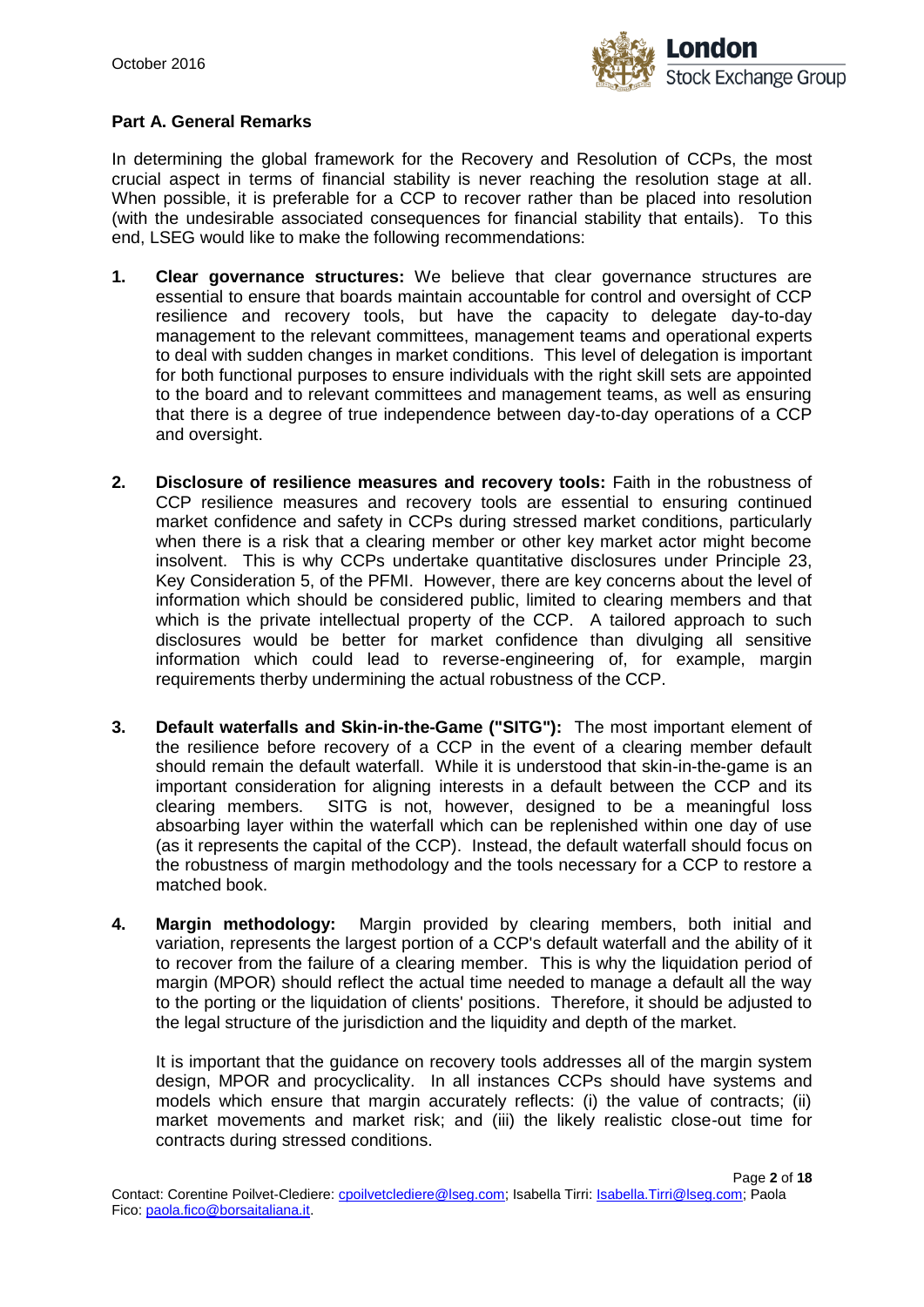## Part A. General Remarks

In determining the global framework for the Recovery and Resolution of CCPs, the most crucial aspect in terms of financial stability is never reaching the resolution stage at all. When possible, it is preferable for a CCP to recover rather than be placed into resolution (with the undesirable associated consequences for financial stability that entails). To this end, LSEG would like to make the following recommendations:

1. **Clear governance structures:** We believe that clear governance structures are essential to ensure that boards maintain accountable for control and oversight of CCP resilience and recovery tools, but have the capacity to delegate day-to-day management to the relevant committees, management teams and operational experts to deal with sudden changes in market conditions. This level of delegation is important for both functional purposes to ensure individuals with the right skill sets are appointed to the board and to relevant committees and management teams, as well as ensuring that there is a degree of true independence between day-to-day operations of a CCP and oversight.

2. **Disclosure of resilience measures and recovery tools:** Faith in the robustness of CCP resilience measures and recovery tools are essential to ensuring continued market confidence and safety in CCPs during stressed market conditions, particularly when there is a risk that a clearing member or other key market actor might become insolvent. This is why CCPs undertake quantitative disclosures under Principle 23, Key Consideration 5, of the PFMI. However, there are key concerns about the level of information which should be considered public, limited to clearing members and that which is the private intellectual property of the CCP. A tailored approach to such disclosures would be better for market confidence than divulging all sensitive information which could lead to reverse-engineering of, for example, margin requirements therby undermining the actual robustness of the CCP.

3. **Default waterfalls and Skin-in-the-Game ("SITG"):** The most important element of the resilience before recovery of a CCP in the event of a clearing member default should remain the default waterfall. While it is understood that skin-in-the-game is an important consideration for aligning interests in a default between the CCP and its clearing members. SITG is not, however, designed to be a meaningful loss absoarbing layer within the waterfall which can be replenished within one day of use (as it represents the capital of the CCP). Instead, the default waterfall should focus on the robustness of margin methodology and the tools necessary for a CCP to restore a matched book.

4. **Margin methodology:** Margin provided by clearing members, both initial and variation, represents the largest portion of a CCP's default waterfall and the ability of it to recover from the failure of a clearing member. This is why the liquidation period of margin (MPOR) should reflect the actual time needed to manage a default all the way to the porting or the liquidation of clients' positions. Therefore, it should be adjusted to the legal structure of the jurisdiction and the liquidity and depth of the market.

   It is important that the guidance on recovery tools addresses all of the margin system design, MPOR and procyclicality. In all instances CCPs should have systems and models which ensure that margin accurately reflects: (i) the value of contracts; (ii) market movements and market risk; and (iii) the likely realistic close-out time for contracts during stressed conditions.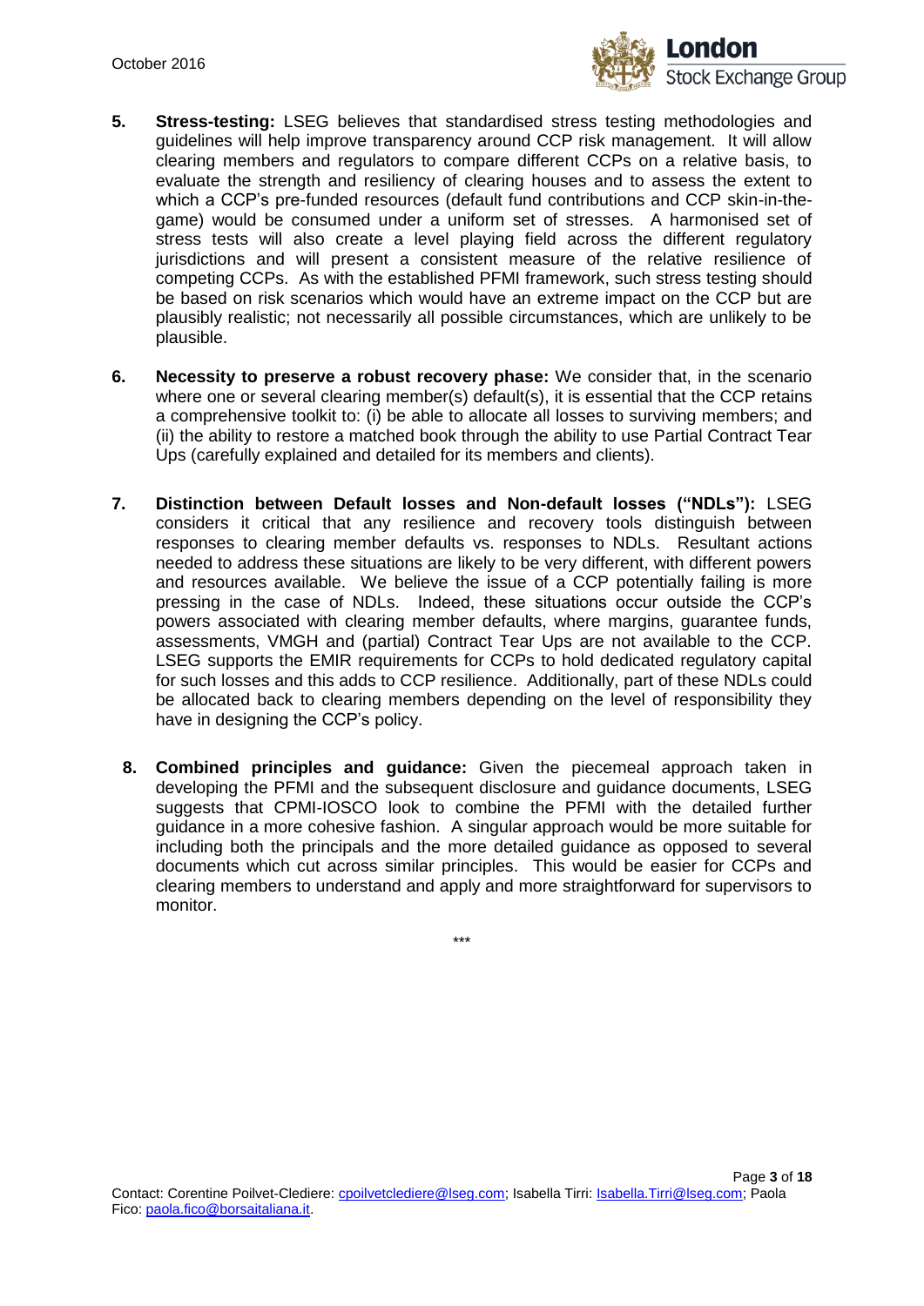5. **Stress-testing:** LSEG believes that standardised stress testing methodologies and guidelines will help improve transparency around CCP risk management. It will allow clearing members and regulators to compare different CCPs on a relative basis, to evaluate the strength and resiliency of clearing houses and to assess the extent to which a CCP's pre-funded resources (default fund contributions and CCP skin-in-the-game) would be consumed under a uniform set of stresses. A harmonised set of stress tests will also create a level playing field across the different regulatory jurisdictions and will present a consistent measure of the relative resilience of competing CCPs. As with the established PFMI framework, such stress testing should be based on risk scenarios which would have an extreme impact on the CCP but are plausibly realistic; not necessarily all possible circumstances, which are unlikely to be plausible.

6. **Necessity to preserve a robust recovery phase:** We consider that, in the scenario where one or several clearing member(s) default(s), it is essential that the CCP retains a comprehensive toolkit to: (i) be able to allocate all losses to surviving members; and (ii) the ability to restore a matched book through the ability to use Partial Contract Tear Ups (carefully explained and detailed for its members and clients).

7. **Distinction between Default losses and Non-default losses ("NDLs"):** LSEG considers it critical that any resilience and recovery tools distinguish between responses to clearing member defaults vs. responses to NDLs. Resultant actions needed to address these situations are likely to be very different, with different powers and resources available. We believe the issue of a CCP potentially failing is more pressing in the case of NDLs. Indeed, these situations occur outside the CCP's powers associated with clearing member defaults, where margins, guarantee funds, assessments, VMGH and (partial) Contract Tear Ups are not available to the CCP. LSEG supports the EMIR requirements for CCPs to hold dedicated regulatory capital for such losses and this adds to CCP resilience. Additionally, part of these NDLs could be allocated back to clearing members depending on the level of responsibility they have in designing the CCP's policy.

8. **Combined principles and guidance:** Given the piecemeal approach taken in developing the PFMI and the subsequent disclosure and guidance documents, LSEG suggests that CPMI-IOSCO look to combine the PFMI with the detailed further guidance in a more cohesive fashion. A singular approach would be more suitable for including both the principals and the more detailed guidance as opposed to several documents which cut across similar principles. This would be easier for CCPs and clearing members to understand and apply and more straightforward for supervisors to monitor.

\*\*\*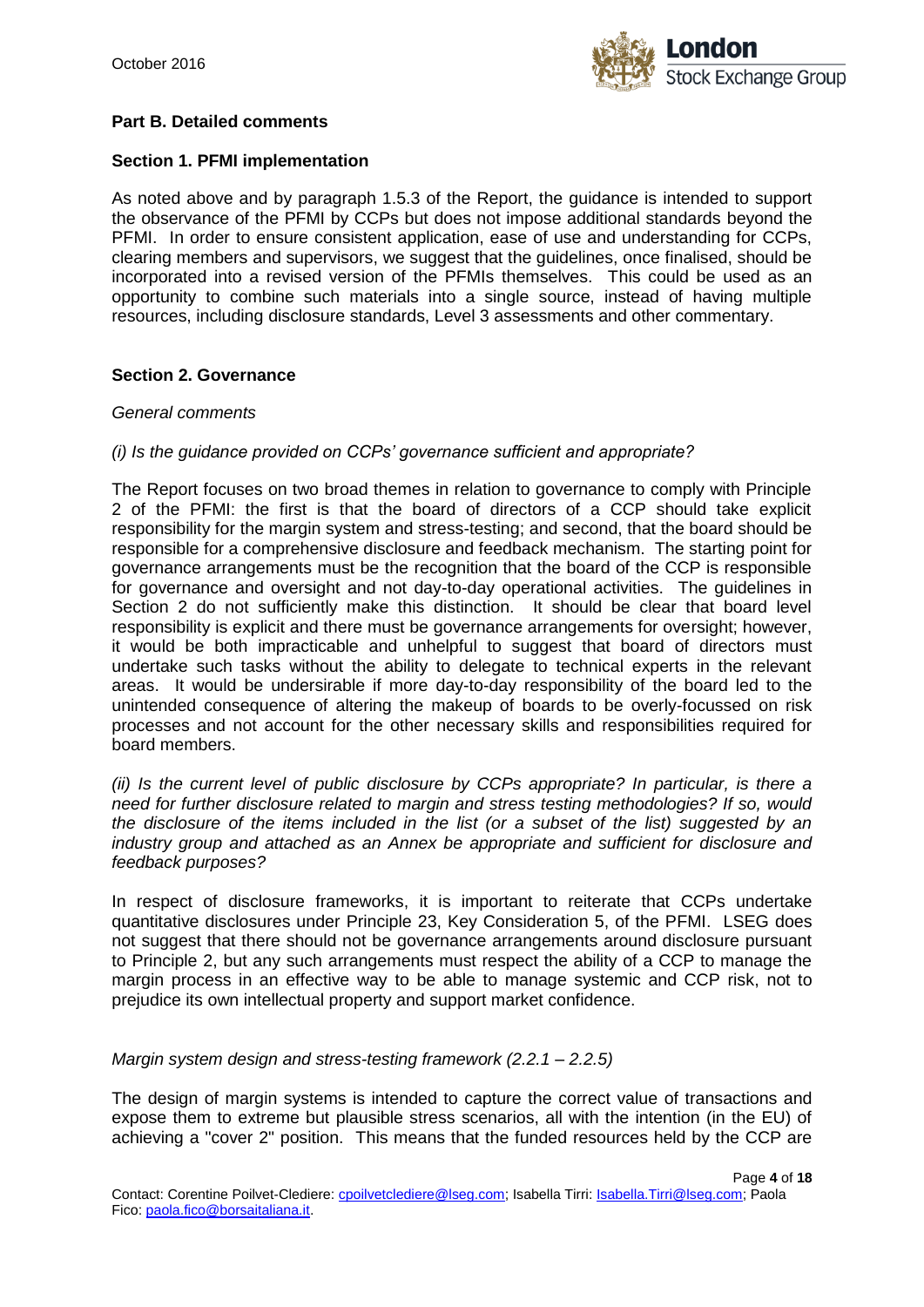## Part B. Detailed comments

### Section 1. PFMI implementation

As noted above and by paragraph 1.5.3 of the Report, the guidance is intended to support the observance of the PFMI by CCPs but does not impose additional standards beyond the PFMI. In order to ensure consistent application, ease of use and understanding for CCPs, clearing members and supervisors, we suggest that the guidelines, once finalised, should be incorporated into a revised version of the PFMIs themselves. This could be used as an opportunity to combine such materials into a single source, instead of having multiple resources, including disclosure standards, Level 3 assessments and other commentary.

### Section 2. Governance

*General comments*

*(i) Is the guidance provided on CCPs' governance sufficient and appropriate?*

The Report focuses on two broad themes in relation to governance to comply with Principle 2 of the PFMI: the first is that the board of directors of a CCP should take explicit responsibility for the margin system and stress-testing; and second, that the board should be responsible for a comprehensive disclosure and feedback mechanism. The starting point for governance arrangements must be the recognition that the board of the CCP is responsible for governance and oversight and not day-to-day operational activities. The guidelines in Section 2 do not sufficiently make this distinction. It should be clear that board level responsibility is explicit and there must be governance arrangements for oversight; however, it would be both impracticable and unhelpful to suggest that board of directors must undertake such tasks without the ability to delegate to technical experts in the relevant areas. It would be undesirable if more day-to-day responsibility of the board led to the unintended consequence of altering the makeup of boards to be overly-focussed on risk processes and not account for the other necessary skills and responsibilities required for board members.

*(ii) Is the current level of public disclosure by CCPs appropriate? In particular, is there a need for further disclosure related to margin and stress testing methodologies? If so, would the disclosure of the items included in the list (or a subset of the list) suggested by an industry group and attached as an Annex be appropriate and sufficient for disclosure and feedback purposes?*

In respect of disclosure frameworks, it is important to reiterate that CCPs undertake quantitative disclosures under Principle 23, Key Consideration 5, of the PFMI. LSEG does not suggest that there should not be governance arrangements around disclosure pursuant to Principle 2, but any such arrangements must respect the ability of a CCP to manage the margin process in an effective way to be able to manage systemic and CCP risk, not to prejudice its own intellectual property and support market confidence.

*Margin system design and stress-testing framework (2.2.1 – 2.2.5)*

The design of margin systems is intended to capture the correct value of transactions and expose them to extreme but plausible stress scenarios, all with the intention (in the EU) of achieving a "cover 2" position. This means that the funded resources held by the CCP are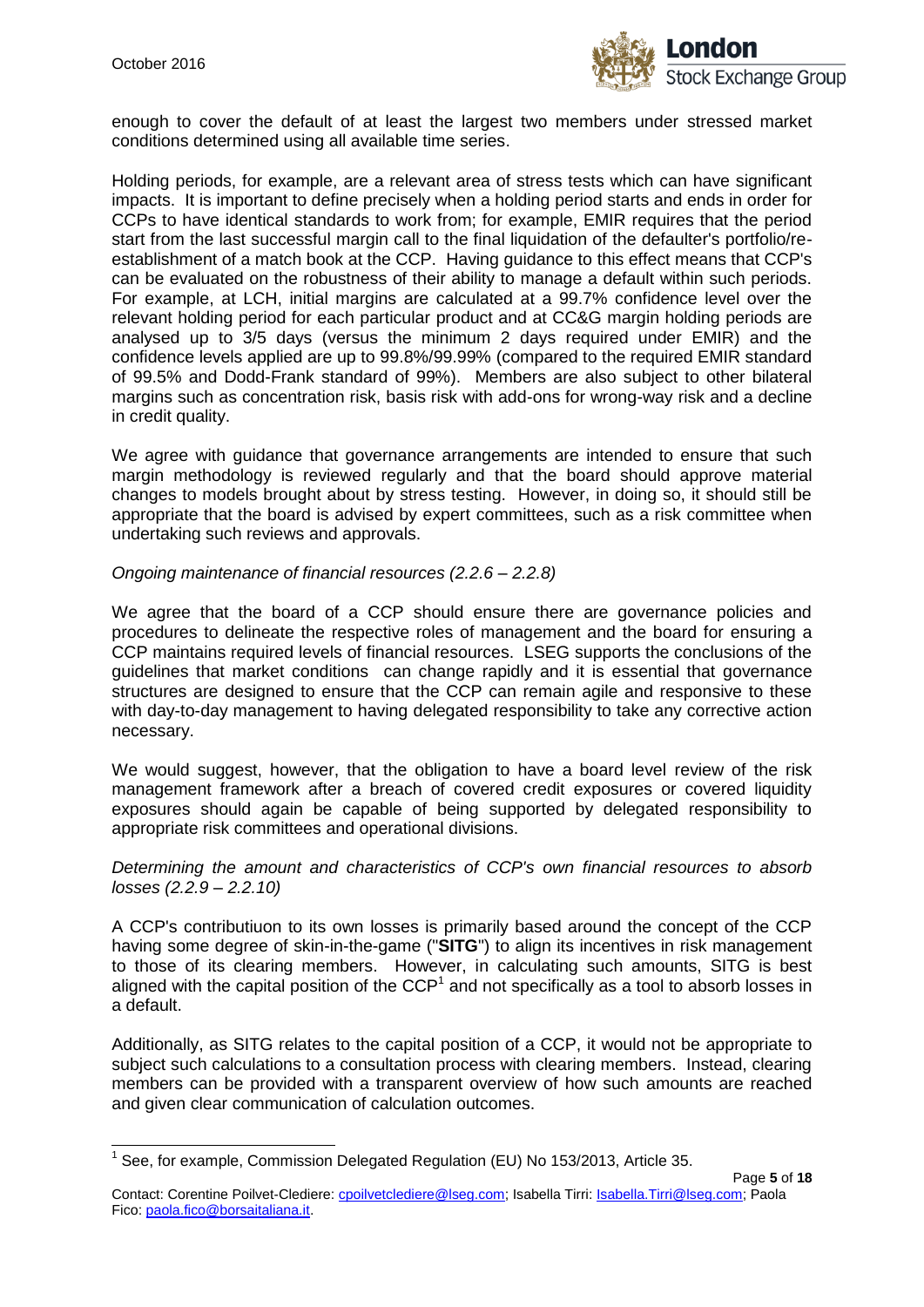enough to cover the default of at least the largest two members under stressed market conditions determined using all available time series.

Holding periods, for example, are a relevant area of stress tests which can have significant impacts. It is important to define precisely when a holding period starts and ends in order for CCPs to have identical standards to work from; for example, EMIR requires that the period start from the last successful margin call to the final liquidation of the defaulter's portfolio/re-establishment of a match book at the CCP. Having guidance to this effect means that CCP's can be evaluated on the robustness of their ability to manage a default within such periods. For example, at LCH, initial margins are calculated at a 99.7% confidence level over the relevant holding period for each particular product and at CC&G margin holding periods are analysed up to 3/5 days (versus the minimum 2 days required under EMIR) and the confidence levels applied are up to 99.8%/99.99% (compared to the required EMIR standard of 99.5% and Dodd-Frank standard of 99%). Members are also subject to other bilateral margins such as concentration risk, basis risk with add-ons for wrong-way risk and a decline in credit quality.

We agree with guidance that governance arrangements are intended to ensure that such margin methodology is reviewed regularly and that the board should approve material changes to models brought about by stress testing. However, in doing so, it should still be appropriate that the board is advised by expert committees, such as a risk committee when undertaking such reviews and approvals.

*Ongoing maintenance of financial resources (2.2.6 – 2.2.8)*

We agree that the board of a CCP should ensure there are governance policies and procedures to delineate the respective roles of management and the board for ensuring a CCP maintains required levels of financial resources. LSEG supports the conclusions of the guidelines that market conditions can change rapidly and it is essential that governance structures are designed to ensure that the CCP can remain agile and responsive to these with day-to-day management to having delegated responsibility to take any corrective action necessary.

We would suggest, however, that the obligation to have a board level review of the risk management framework after a breach of covered credit exposures or covered liquidity exposures should again be capable of being supported by delegated responsibility to appropriate risk committees and operational divisions.

*Determining the amount and characteristics of CCP's own financial resources to absorb losses (2.2.9 – 2.2.10)*

A CCP's contributiuon to its own losses is primarily based around the concept of the CCP having some degree of skin-in-the-game ("**SITG**") to align its incentives in risk management to those of its clearing members. However, in calculating such amounts, SITG is best aligned with the capital position of the CCP[1] and not specifically as a tool to absorb losses in a default.

Additionally, as SITG relates to the capital position of a CCP, it would not be appropriate to subject such calculations to a consultation process with clearing members. Instead, clearing members can be provided with a transparent overview of how such amounts are reached and given clear communication of calculation outcomes.

[1] See, for example, Commission Delegated Regulation (EU) No 153/2013, Article 35.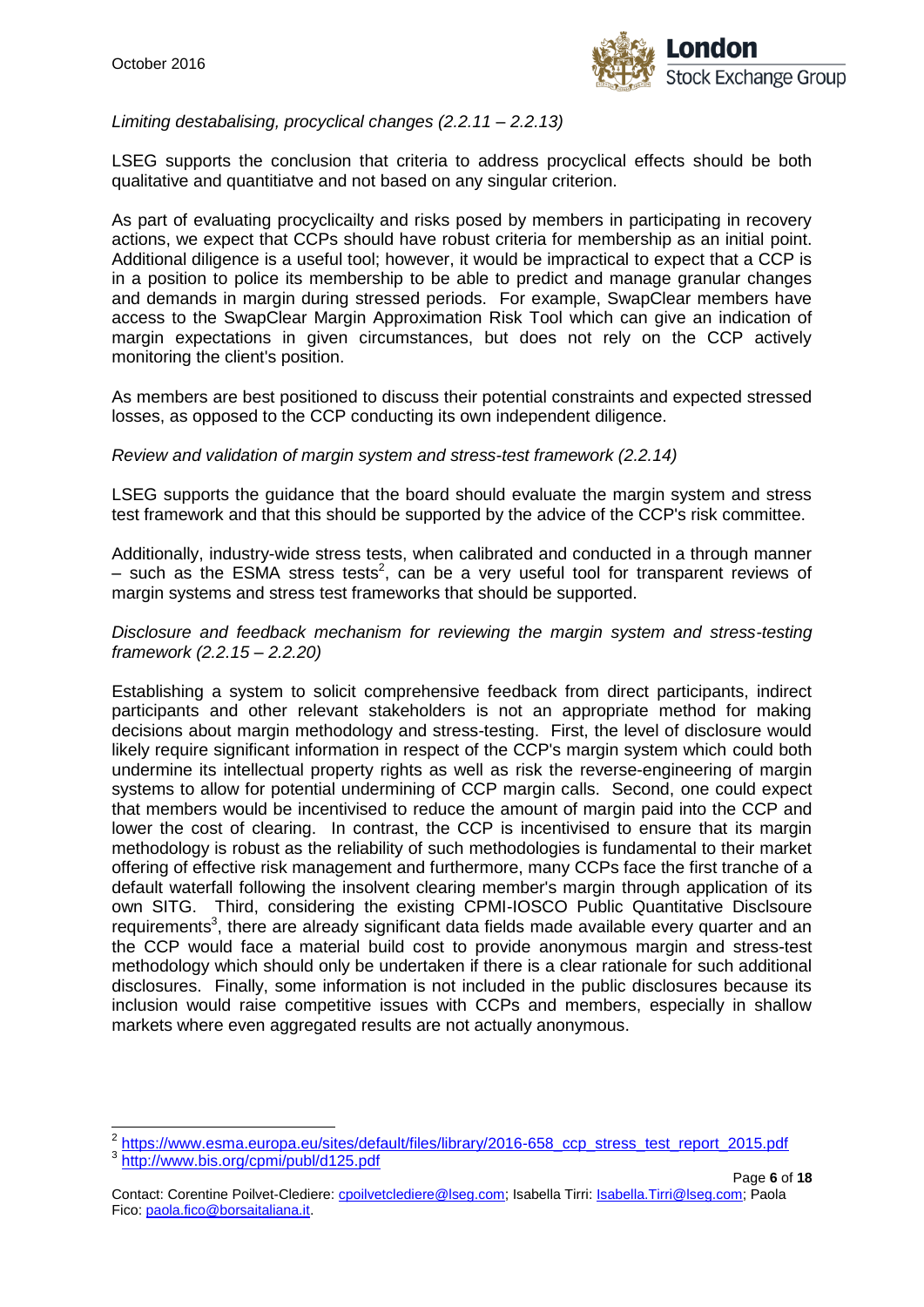*Limiting destabalising, procyclical changes (2.2.11 – 2.2.13)*

LSEG supports the conclusion that criteria to address procyclical effects should be both qualitative and quantitiatve and not based on any singular criterion.

As part of evaluating procyclicailty and risks posed by members in participating in recovery actions, we expect that CCPs should have robust criteria for membership as an initial point. Additional diligence is a useful tool; however, it would be impractical to expect that a CCP is in a position to police its membership to be able to predict and manage granular changes and demands in margin during stressed periods. For example, SwapClear members have access to the SwapClear Margin Approximation Risk Tool which can give an indication of margin expectations in given circumstances, but does not rely on the CCP actively monitoring the client's position.

As members are best positioned to discuss their potential constraints and expected stressed losses, as opposed to the CCP conducting its own independent diligence.

*Review and validation of margin system and stress-test framework (2.2.14)*

LSEG supports the guidance that the board should evaluate the margin system and stress test framework and that this should be supported by the advice of the CCP's risk committee.

Additionally, industry-wide stress tests, when calibrated and conducted in a through manner – such as the ESMA stress tests[2], can be a very useful tool for transparent reviews of margin systems and stress test frameworks that should be supported.

*Disclosure and feedback mechanism for reviewing the margin system and stress-testing framework (2.2.15 – 2.2.20)*

Establishing a system to solicit comprehensive feedback from direct participants, indirect participants and other relevant stakeholders is not an appropriate method for making decisions about margin methodology and stress-testing. First, the level of disclosure would likely require significant information in respect of the CCP's margin system which could both undermine its intellectual property rights as well as risk the reverse-engineering of margin systems to allow for potential undermining of CCP margin calls. Second, one could expect that members would be incentivised to reduce the amount of margin paid into the CCP and lower the cost of clearing. In contrast, the CCP is incentivised to ensure that its margin methodology is robust as the reliability of such methodologies is fundamental to their market offering of effective risk management and furthermore, many CCPs face the first tranche of a default waterfall following the insolvent clearing member's margin through application of its own SITG. Third, considering the existing CPMI-IOSCO Public Quantitative Disclsoure requirements[3], there are already significant data fields made available every quarter and an the CCP would face a material build cost to provide anonymous margin and stress-test methodology which should only be undertaken if there is a clear rationale for such additional disclosures. Finally, some information is not included in the public disclosures because its inclusion would raise competitive issues with CCPs and members, especially in shallow markets where even aggregated results are not actually anonymous.

---

[2] https://www.esma.europa.eu/sites/default/files/library/2016-658_ccp_stress_test_report_2015.pdf

[3] http://www.bis.org/cpmi/publ/d125.pdf

Contact: Corentine Poilvet-Clediere: cpoilvetclediere@lseg.com; Isabella Tirri: Isabella.Tirri@lseg.com; Paola Fico: paola.fico@borsaitaliana.it.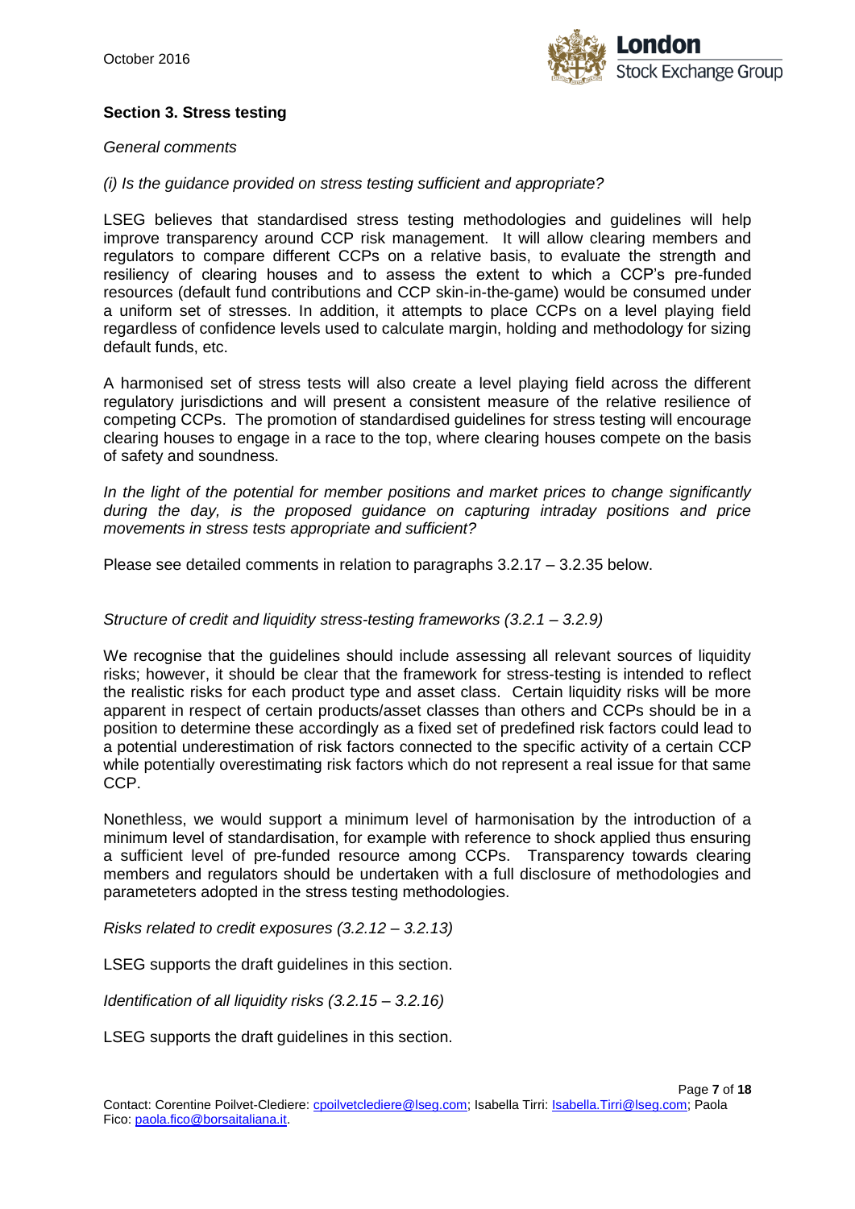## Section 3. Stress testing

*General comments*

*(i) Is the guidance provided on stress testing sufficient and appropriate?*

LSEG believes that standardised stress testing methodologies and guidelines will help improve transparency around CCP risk management. It will allow clearing members and regulators to compare different CCPs on a relative basis, to evaluate the strength and resiliency of clearing houses and to assess the extent to which a CCP's pre-funded resources (default fund contributions and CCP skin-in-the-game) would be consumed under a uniform set of stresses. In addition, it attempts to place CCPs on a level playing field regardless of confidence levels used to calculate margin, holding and methodology for sizing default funds, etc.

A harmonised set of stress tests will also create a level playing field across the different regulatory jurisdictions and will present a consistent measure of the relative resilience of competing CCPs. The promotion of standardised guidelines for stress testing will encourage clearing houses to engage in a race to the top, where clearing houses compete on the basis of safety and soundness.

*In the light of the potential for member positions and market prices to change significantly during the day, is the proposed guidance on capturing intraday positions and price movements in stress tests appropriate and sufficient?*

Please see detailed comments in relation to paragraphs 3.2.17 – 3.2.35 below.

*Structure of credit and liquidity stress-testing frameworks (3.2.1 – 3.2.9)*

We recognise that the guidelines should include assessing all relevant sources of liquidity risks; however, it should be clear that the framework for stress-testing is intended to reflect the realistic risks for each product type and asset class. Certain liquidity risks will be more apparent in respect of certain products/asset classes than others and CCPs should be in a position to determine these accordingly as a fixed set of predefined risk factors could lead to a potential underestimation of risk factors connected to the specific activity of a certain CCP while potentially overestimating risk factors which do not represent a real issue for that same CCP.

Nonethless, we would support a minimum level of harmonisation by the introduction of a minimum level of standardisation, for example with reference to shock applied thus ensuring a sufficient level of pre-funded resource among CCPs. Transparency towards clearing members and regulators should be undertaken with a full disclosure of methodologies and parameteters adopted in the stress testing methodologies.

*Risks related to credit exposures (3.2.12 – 3.2.13)*

LSEG supports the draft guidelines in this section.

*Identification of all liquidity risks (3.2.15 – 3.2.16)*

LSEG supports the draft guidelines in this section.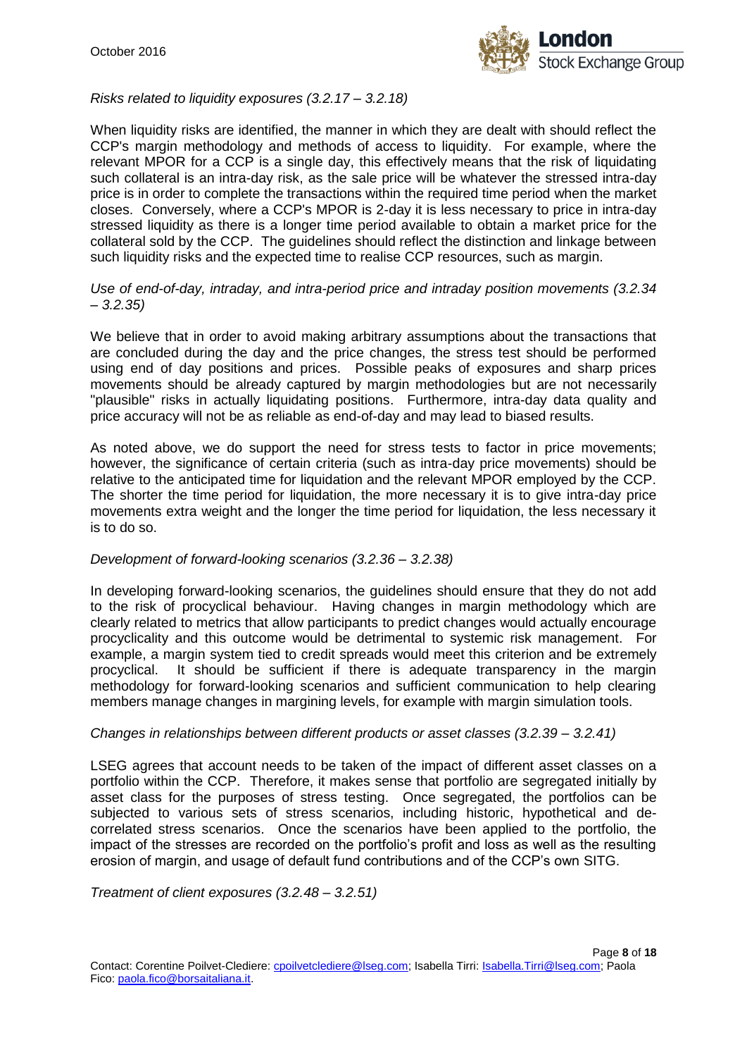*Risks related to liquidity exposures (3.2.17 – 3.2.18)*

When liquidity risks are identified, the manner in which they are dealt with should reflect the CCP's margin methodology and methods of access to liquidity. For example, where the relevant MPOR for a CCP is a single day, this effectively means that the risk of liquidating such collateral is an intra-day risk, as the sale price will be whatever the stressed intra-day price is in order to complete the transactions within the required time period when the market closes. Conversely, where a CCP's MPOR is 2-day it is less necessary to price in intra-day stressed liquidity as there is a longer time period available to obtain a market price for the collateral sold by the CCP. The guidelines should reflect the distinction and linkage between such liquidity risks and the expected time to realise CCP resources, such as margin.

*Use of end-of-day, intraday, and intra-period price and intraday position movements (3.2.34 – 3.2.35)*

We believe that in order to avoid making arbitrary assumptions about the transactions that are concluded during the day and the price changes, the stress test should be performed using end of day positions and prices. Possible peaks of exposures and sharp prices movements should be already captured by margin methodologies but are not necessarily "plausible" risks in actually liquidating positions. Furthermore, intra-day data quality and price accuracy will not be as reliable as end-of-day and may lead to biased results.

As noted above, we do support the need for stress tests to factor in price movements; however, the significance of certain criteria (such as intra-day price movements) should be relative to the anticipated time for liquidation and the relevant MPOR employed by the CCP. The shorter the time period for liquidation, the more necessary it is to give intra-day price movements extra weight and the longer the time period for liquidation, the less necessary it is to do so.

*Development of forward-looking scenarios (3.2.36 – 3.2.38)*

In developing forward-looking scenarios, the guidelines should ensure that they do not add to the risk of procyclical behaviour. Having changes in margin methodology which are clearly related to metrics that allow participants to predict changes would actually encourage procyclicality and this outcome would be detrimental to systemic risk management. For example, a margin system tied to credit spreads would meet this criterion and be extremely procyclical. It should be sufficient if there is adequate transparency in the margin methodology for forward-looking scenarios and sufficient communication to help clearing members manage changes in margining levels, for example with margin simulation tools.

*Changes in relationships between different products or asset classes (3.2.39 – 3.2.41)*

LSEG agrees that account needs to be taken of the impact of different asset classes on a portfolio within the CCP. Therefore, it makes sense that portfolio are segregated initially by asset class for the purposes of stress testing. Once segregated, the portfolios can be subjected to various sets of stress scenarios, including historic, hypothetical and de-correlated stress scenarios. Once the scenarios have been applied to the portfolio, the impact of the stresses are recorded on the portfolio's profit and loss as well as the resulting erosion of margin, and usage of default fund contributions and of the CCP's own SITG.

*Treatment of client exposures (3.2.48 – 3.2.51)*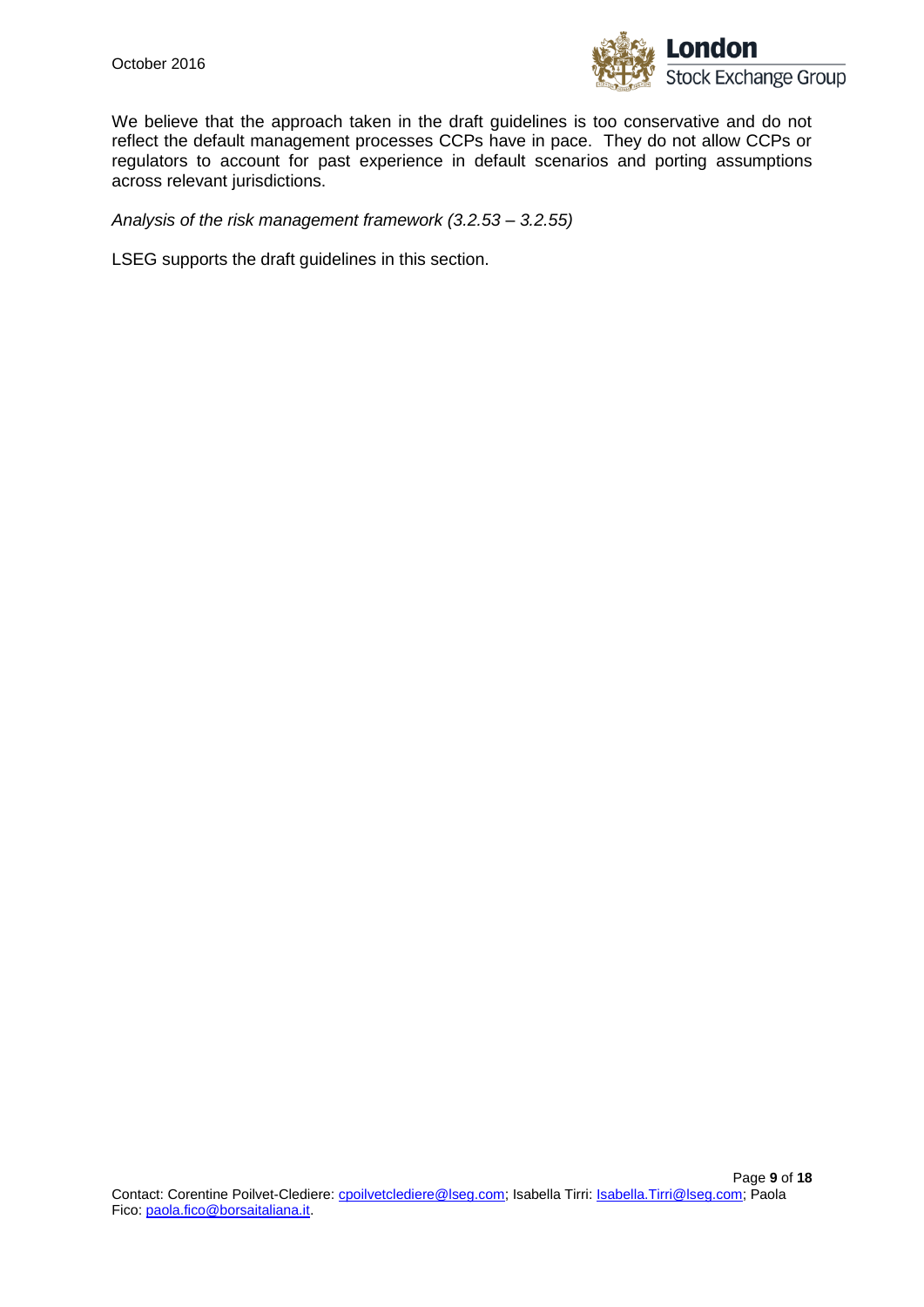We believe that the approach taken in the draft guidelines is too conservative and do not reflect the default management processes CCPs have in pace. They do not allow CCPs or regulators to account for past experience in default scenarios and porting assumptions across relevant jurisdictions.

*Analysis of the risk management framework (3.2.53 – 3.2.55)*

LSEG supports the draft guidelines in this section.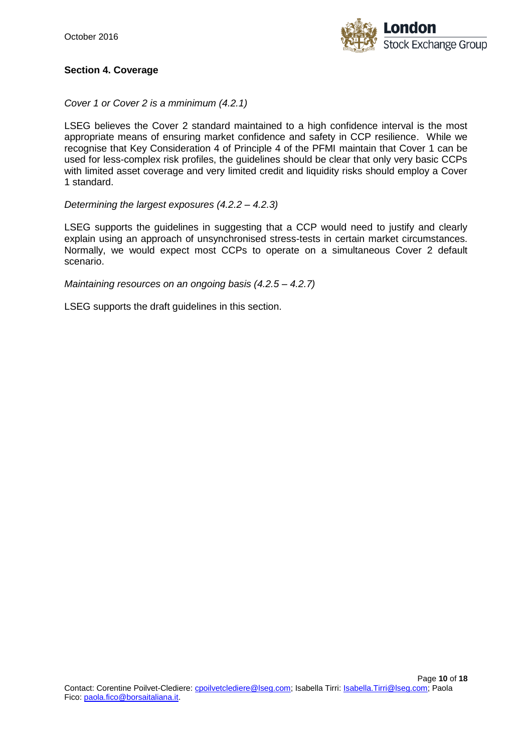**Section 4. Coverage**

*Cover 1 or Cover 2 is a mminimum (4.2.1)*

LSEG believes the Cover 2 standard maintained to a high confidence interval is the most appropriate means of ensuring market confidence and safety in CCP resilience. While we recognise that Key Consideration 4 of Principle 4 of the PFMI maintain that Cover 1 can be used for less-complex risk profiles, the guidelines should be clear that only very basic CCPs with limited asset coverage and very limited credit and liquidity risks should employ a Cover 1 standard.

*Determining the largest exposures (4.2.2 – 4.2.3)*

LSEG supports the guidelines in suggesting that a CCP would need to justify and clearly explain using an approach of unsynchronised stress-tests in certain market circumstances. Normally, we would expect most CCPs to operate on a simultaneous Cover 2 default scenario.

*Maintaining resources on an ongoing basis (4.2.5 – 4.2.7)*

LSEG supports the draft guidelines in this section.

Contact: Corentine Poilvet-Clediere: cpoilvetclediere@lseg.com; Isabella Tirri: Isabella.Tirri@lseg.com; Paola Fico: paola.fico@borsaitaliana.it.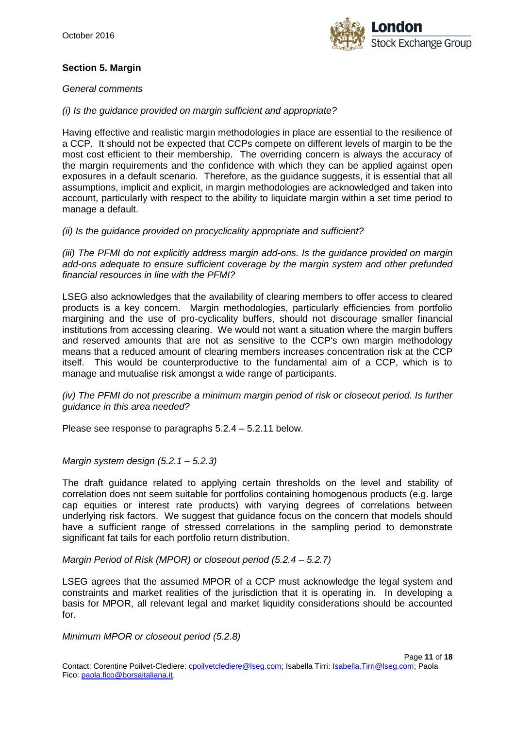## Section 5. Margin

*General comments*

*(i) Is the guidance provided on margin sufficient and appropriate?*

Having effective and realistic margin methodologies in place are essential to the resilience of a CCP. It should not be expected that CCPs compete on different levels of margin to be the most cost efficient to their membership. The overriding concern is always the accuracy of the margin requirements and the confidence with which they can be applied against open exposures in a default scenario. Therefore, as the guidance suggests, it is essential that all assumptions, implicit and explicit, in margin methodologies are acknowledged and taken into account, particularly with respect to the ability to liquidate margin within a set time period to manage a default.

*(ii) Is the guidance provided on procyclicality appropriate and sufficient?*

*(iii) The PFMI do not explicitly address margin add-ons. Is the guidance provided on margin add-ons adequate to ensure sufficient coverage by the margin system and other prefunded financial resources in line with the PFMI?*

LSEG also acknowledges that the availability of clearing members to offer access to cleared products is a key concern. Margin methodologies, particularly efficiencies from portfolio margining and the use of pro-cyclicality buffers, should not discourage smaller financial institutions from accessing clearing. We would not want a situation where the margin buffers and reserved amounts that are not as sensitive to the CCP's own margin methodology means that a reduced amount of clearing members increases concentration risk at the CCP itself. This would be counterproductive to the fundamental aim of a CCP, which is to manage and mutualise risk amongst a wide range of participants.

*(iv) The PFMI do not prescribe a minimum margin period of risk or closeout period. Is further guidance in this area needed?*

Please see response to paragraphs 5.2.4 – 5.2.11 below.

*Margin system design (5.2.1 – 5.2.3)*

The draft guidance related to applying certain thresholds on the level and stability of correlation does not seem suitable for portfolios containing homogenous products (e.g. large cap equities or interest rate products) with varying degrees of correlations between underlying risk factors. We suggest that guidance focus on the concern that models should have a sufficient range of stressed correlations in the sampling period to demonstrate significant fat tails for each portfolio return distribution.

*Margin Period of Risk (MPOR) or closeout period (5.2.4 – 5.2.7)*

LSEG agrees that the assumed MPOR of a CCP must acknowledge the legal system and constraints and market realities of the jurisdiction that it is operating in. In developing a basis for MPOR, all relevant legal and market liquidity considerations should be accounted for.

*Minimum MPOR or closeout period (5.2.8)*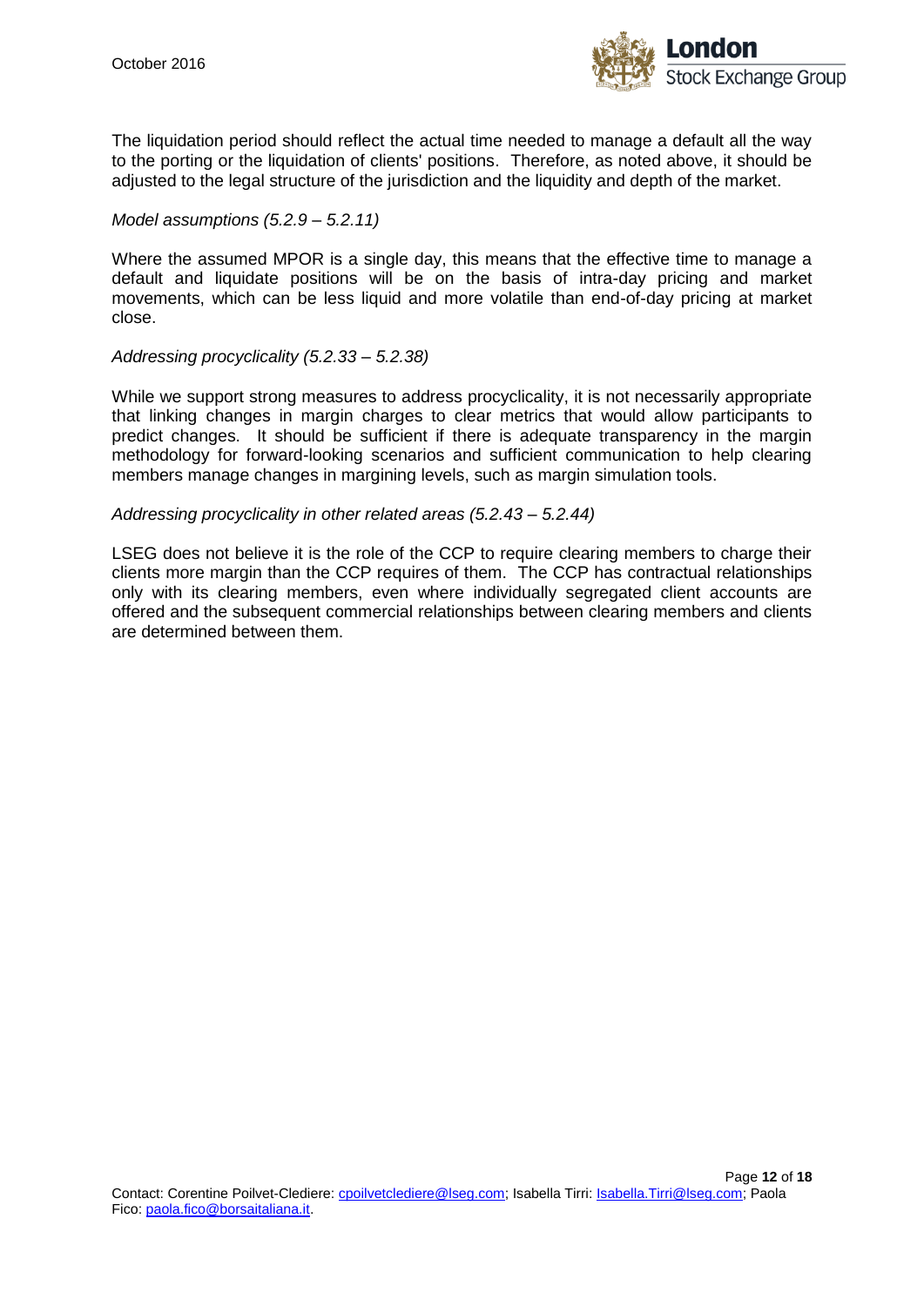The liquidation period should reflect the actual time needed to manage a default all the way to the porting or the liquidation of clients' positions. Therefore, as noted above, it should be adjusted to the legal structure of the jurisdiction and the liquidity and depth of the market.

*Model assumptions (5.2.9 – 5.2.11)*

Where the assumed MPOR is a single day, this means that the effective time to manage a default and liquidate positions will be on the basis of intra-day pricing and market movements, which can be less liquid and more volatile than end-of-day pricing at market close.

*Addressing procyclicality (5.2.33 – 5.2.38)*

While we support strong measures to address procyclicality, it is not necessarily appropriate that linking changes in margin charges to clear metrics that would allow participants to predict changes. It should be sufficient if there is adequate transparency in the margin methodology for forward-looking scenarios and sufficient communication to help clearing members manage changes in margining levels, such as margin simulation tools.

*Addressing procyclicality in other related areas (5.2.43 – 5.2.44)*

LSEG does not believe it is the role of the CCP to require clearing members to charge their clients more margin than the CCP requires of them. The CCP has contractual relationships only with its clearing members, even where individually segregated client accounts are offered and the subsequent commercial relationships between clearing members and clients are determined between them.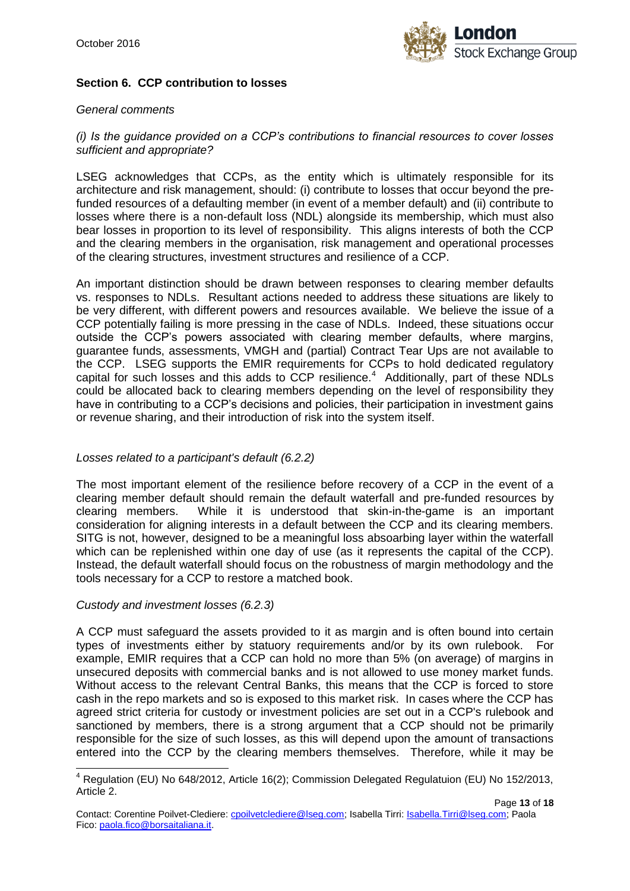**Section 6. CCP contribution to losses**

*General comments*

*(i) Is the guidance provided on a CCP's contributions to financial resources to cover losses sufficient and appropriate?*

LSEG acknowledges that CCPs, as the entity which is ultimately responsible for its architecture and risk management, should: (i) contribute to losses that occur beyond the pre-funded resources of a defaulting member (in event of a member default) and (ii) contribute to losses where there is a non-default loss (NDL) alongside its membership, which must also bear losses in proportion to its level of responsibility. This aligns interests of both the CCP and the clearing members in the organisation, risk management and operational processes of the clearing structures, investment structures and resilience of a CCP.

An important distinction should be drawn between responses to clearing member defaults vs. responses to NDLs. Resultant actions needed to address these situations are likely to be very different, with different powers and resources available. We believe the issue of a CCP potentially failing is more pressing in the case of NDLs. Indeed, these situations occur outside the CCP's powers associated with clearing member defaults, where margins, guarantee funds, assessments, VMGH and (partial) Contract Tear Ups are not available to the CCP. LSEG supports the EMIR requirements for CCPs to hold dedicated regulatory capital for such losses and this adds to CCP resilience.[4] Additionally, part of these NDLs could be allocated back to clearing members depending on the level of responsibility they have in contributing to a CCP's decisions and policies, their participation in investment gains or revenue sharing, and their introduction of risk into the system itself.

*Losses related to a participant's default (6.2.2)*

The most important element of the resilience before recovery of a CCP in the event of a clearing member default should remain the default waterfall and pre-funded resources by clearing members. While it is understood that skin-in-the-game is an important consideration for aligning interests in a default between the CCP and its clearing members. SITG is not, however, designed to be a meaningful loss absoarbing layer within the waterfall which can be replenished within one day of use (as it represents the capital of the CCP). Instead, the default waterfall should focus on the robustness of margin methodology and the tools necessary for a CCP to restore a matched book.

*Custody and investment losses (6.2.3)*

A CCP must safeguard the assets provided to it as margin and is often bound into certain types of investments either by statuory requirements and/or by its own rulebook. For example, EMIR requires that a CCP can hold no more than 5% (on average) of margins in unsecured deposits with commercial banks and is not allowed to use money market funds. Without access to the relevant Central Banks, this means that the CCP is forced to store cash in the repo markets and so is exposed to this market risk. In cases where the CCP has agreed strict criteria for custody or investment policies are set out in a CCP's rulebook and sanctioned by members, there is a strong argument that a CCP should not be primarily responsible for the size of such losses, as this will depend upon the amount of transactions entered into the CCP by the clearing members themselves. Therefore, while it may be

[4] Regulation (EU) No 648/2012, Article 16(2); Commission Delegated Regulatuion (EU) No 152/2013, Article 2.

Contact: Corentine Poilvet-Clediere: cpoilvetclediere@lseg.com; Isabella Tirri: Isabella.Tirri@lseg.com; Paola Fico: paola.fico@borsaitaliana.it.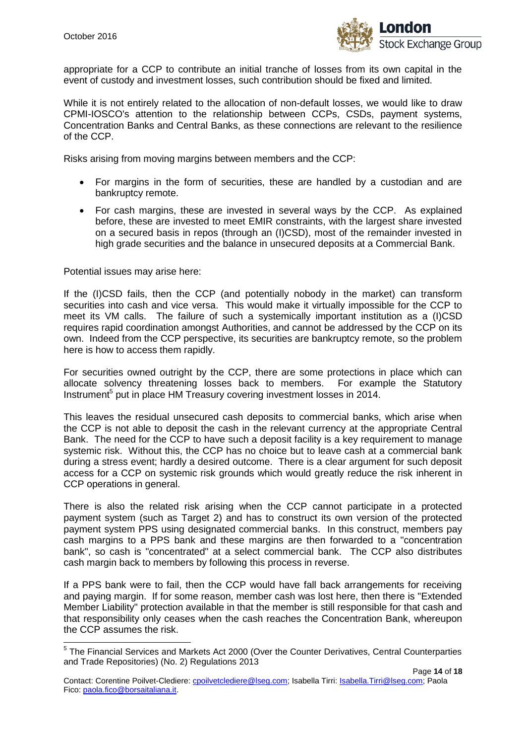appropriate for a CCP to contribute an initial tranche of losses from its own capital in the event of custody and investment losses, such contribution should be fixed and limited.

While it is not entirely related to the allocation of non-default losses, we would like to draw CPMI-IOSCO's attention to the relationship between CCPs, CSDs, payment systems, Concentration Banks and Central Banks, as these connections are relevant to the resilience of the CCP.

Risks arising from moving margins between members and the CCP:

- For margins in the form of securities, these are handled by a custodian and are bankruptcy remote.
- For cash margins, these are invested in several ways by the CCP. As explained before, these are invested to meet EMIR constraints, with the largest share invested on a secured basis in repos (through an (I)CSD), most of the remainder invested in high grade securities and the balance in unsecured deposits at a Commercial Bank.

Potential issues may arise here:

If the (I)CSD fails, then the CCP (and potentially nobody in the market) can transform securities into cash and vice versa. This would make it virtually impossible for the CCP to meet its VM calls. The failure of such a systemically important institution as a (I)CSD requires rapid coordination amongst Authorities, and cannot be addressed by the CCP on its own. Indeed from the CCP perspective, its securities are bankruptcy remote, so the problem here is how to access them rapidly.

For securities owned outright by the CCP, there are some protections in place which can allocate solvency threatening losses back to members. For example the Statutory Instrument[5] put in place HM Treasury covering investment losses in 2014.

This leaves the residual unsecured cash deposits to commercial banks, which arise when the CCP is not able to deposit the cash in the relevant currency at the appropriate Central Bank. The need for the CCP to have such a deposit facility is a key requirement to manage systemic risk. Without this, the CCP has no choice but to leave cash at a commercial bank during a stress event; hardly a desired outcome. There is a clear argument for such deposit access for a CCP on systemic risk grounds which would greatly reduce the risk inherent in CCP operations in general.

There is also the related risk arising when the CCP cannot participate in a protected payment system (such as Target 2) and has to construct its own version of the protected payment system PPS using designated commercial banks. In this construct, members pay cash margins to a PPS bank and these margins are then forwarded to a "concentration bank", so cash is "concentrated" at a select commercial bank. The CCP also distributes cash margin back to members by following this process in reverse.

If a PPS bank were to fail, then the CCP would have fall back arrangements for receiving and paying margin. If for some reason, member cash was lost here, then there is "Extended Member Liability" protection available in that the member is still responsible for that cash and that responsibility only ceases when the cash reaches the Concentration Bank, whereupon the CCP assumes the risk.

[5] The Financial Services and Markets Act 2000 (Over the Counter Derivatives, Central Counterparties and Trade Repositories) (No. 2) Regulations 2013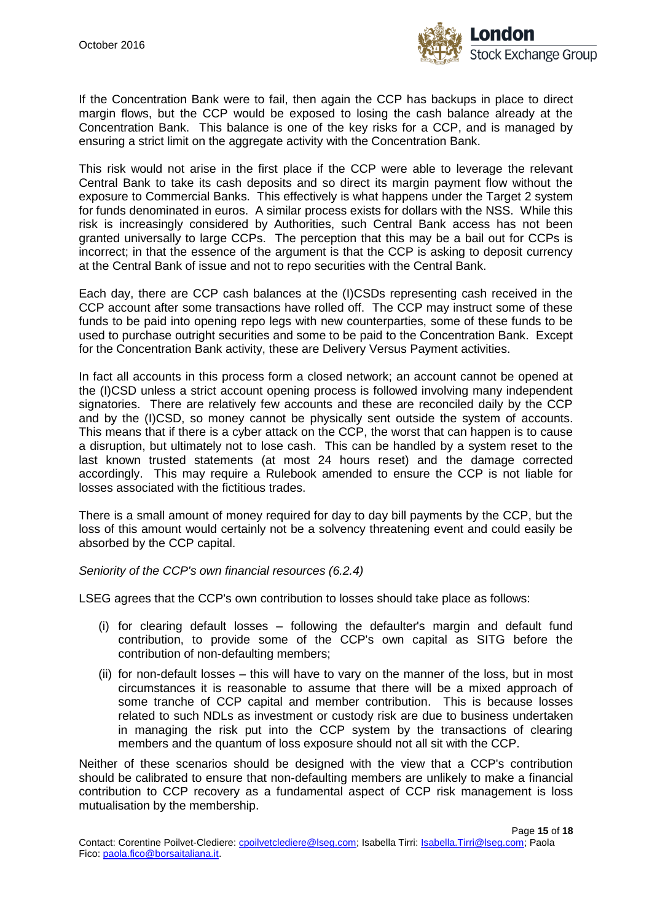If the Concentration Bank were to fail, then again the CCP has backups in place to direct margin flows, but the CCP would be exposed to losing the cash balance already at the Concentration Bank. This balance is one of the key risks for a CCP, and is managed by ensuring a strict limit on the aggregate activity with the Concentration Bank.

This risk would not arise in the first place if the CCP were able to leverage the relevant Central Bank to take its cash deposits and so direct its margin payment flow without the exposure to Commercial Banks. This effectively is what happens under the Target 2 system for funds denominated in euros. A similar process exists for dollars with the NSS. While this risk is increasingly considered by Authorities, such Central Bank access has not been granted universally to large CCPs. The perception that this may be a bail out for CCPs is incorrect; in that the essence of the argument is that the CCP is asking to deposit currency at the Central Bank of issue and not to repo securities with the Central Bank.

Each day, there are CCP cash balances at the (I)CSDs representing cash received in the CCP account after some transactions have rolled off. The CCP may instruct some of these funds to be paid into opening repo legs with new counterparties, some of these funds to be used to purchase outright securities and some to be paid to the Concentration Bank. Except for the Concentration Bank activity, these are Delivery Versus Payment activities.

In fact all accounts in this process form a closed network; an account cannot be opened at the (I)CSD unless a strict account opening process is followed involving many independent signatories. There are relatively few accounts and these are reconciled daily by the CCP and by the (I)CSD, so money cannot be physically sent outside the system of accounts. This means that if there is a cyber attack on the CCP, the worst that can happen is to cause a disruption, but ultimately not to lose cash. This can be handled by a system reset to the last known trusted statements (at most 24 hours reset) and the damage corrected accordingly. This may require a Rulebook amended to ensure the CCP is not liable for losses associated with the fictitious trades.

There is a small amount of money required for day to day bill payments by the CCP, but the loss of this amount would certainly not be a solvency threatening event and could easily be absorbed by the CCP capital.

*Seniority of the CCP's own financial resources (6.2.4)*

LSEG agrees that the CCP's own contribution to losses should take place as follows:

(i) for clearing default losses – following the defaulter's margin and default fund contribution, to provide some of the CCP's own capital as SITG before the contribution of non-defaulting members;

(ii) for non-default losses – this will have to vary on the manner of the loss, but in most circumstances it is reasonable to assume that there will be a mixed approach of some tranche of CCP capital and member contribution. This is because losses related to such NDLs as investment or custody risk are due to business undertaken in managing the risk put into the CCP system by the transactions of clearing members and the quantum of loss exposure should not all sit with the CCP.

Neither of these scenarios should be designed with the view that a CCP's contribution should be calibrated to ensure that non-defaulting members are unlikely to make a financial contribution to CCP recovery as a fundamental aspect of CCP risk management is loss mutualisation by the membership.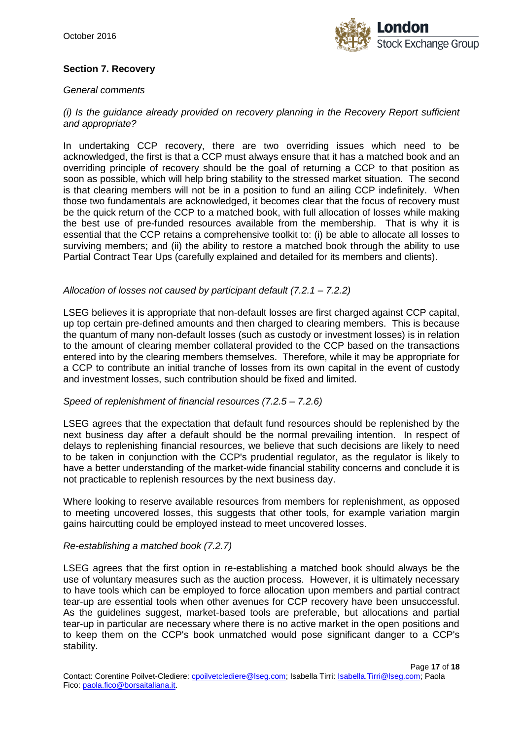## Section 7. Recovery

*General comments*

*(i) Is the guidance already provided on recovery planning in the Recovery Report sufficient and appropriate?*

In undertaking CCP recovery, there are two overriding issues which need to be acknowledged, the first is that a CCP must always ensure that it has a matched book and an overriding principle of recovery should be the goal of returning a CCP to that position as soon as possible, which will help bring stability to the stressed market situation. The second is that clearing members will not be in a position to fund an ailing CCP indefinitely. When those two fundamentals are acknowledged, it becomes clear that the focus of recovery must be the quick return of the CCP to a matched book, with full allocation of losses while making the best use of pre-funded resources available from the membership. That is why it is essential that the CCP retains a comprehensive toolkit to: (i) be able to allocate all losses to surviving members; and (ii) the ability to restore a matched book through the ability to use Partial Contract Tear Ups (carefully explained and detailed for its members and clients).

*Allocation of losses not caused by participant default (7.2.1 – 7.2.2)*

LSEG believes it is appropriate that non-default losses are first charged against CCP capital, up top certain pre-defined amounts and then charged to clearing members. This is because the quantum of many non-default losses (such as custody or investment losses) is in relation to the amount of clearing member collateral provided to the CCP based on the transactions entered into by the clearing members themselves. Therefore, while it may be appropriate for a CCP to contribute an initial tranche of losses from its own capital in the event of custody and investment losses, such contribution should be fixed and limited.

*Speed of replenishment of financial resources (7.2.5 – 7.2.6)*

LSEG agrees that the expectation that default fund resources should be replenished by the next business day after a default should be the normal prevailing intention. In respect of delays to replenishing financial resources, we believe that such decisions are likely to need to be taken in conjunction with the CCP's prudential regulator, as the regulator is likely to have a better understanding of the market-wide financial stability concerns and conclude it is not practicable to replenish resources by the next business day.

Where looking to reserve available resources from members for replenishment, as opposed to meeting uncovered losses, this suggests that other tools, for example variation margin gains haircutting could be employed instead to meet uncovered losses.

*Re-establishing a matched book (7.2.7)*

LSEG agrees that the first option in re-establishing a matched book should always be the use of voluntary measures such as the auction process. However, it is ultimately necessary to have tools which can be employed to force allocation upon members and partial contract tear-up are essential tools when other avenues for CCP recovery have been unsuccessful. As the guidelines suggest, market-based tools are preferable, but allocations and partial tear-up in particular are necessary where there is no active market in the open positions and to keep them on the CCP's book unmatched would pose significant danger to a CCP's stability.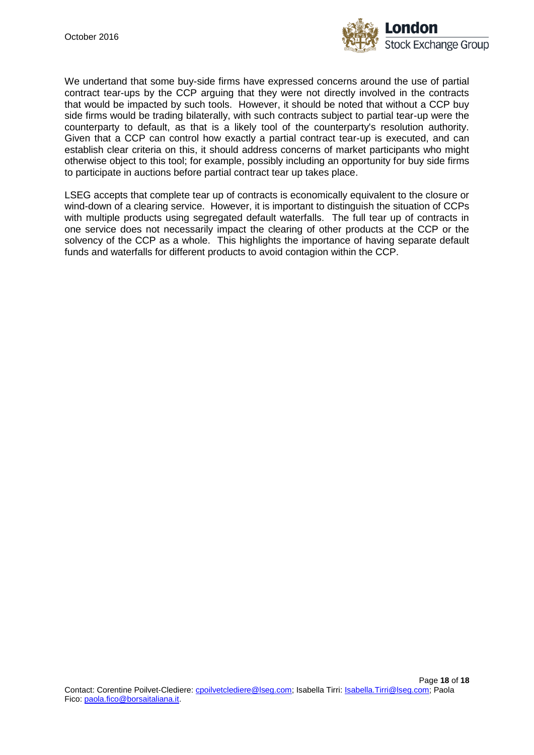We undertand that some buy-side firms have expressed concerns around the use of partial contract tear-ups by the CCP arguing that they were not directly involved in the contracts that would be impacted by such tools. However, it should be noted that without a CCP buy side firms would be trading bilaterally, with such contracts subject to partial tear-up were the counterparty to default, as that is a likely tool of the counterparty's resolution authority. Given that a CCP can control how exactly a partial contract tear-up is executed, and can establish clear criteria on this, it should address concerns of market participants who might otherwise object to this tool; for example, possibly including an opportunity for buy side firms to participate in auctions before partial contract tear up takes place.

LSEG accepts that complete tear up of contracts is economically equivalent to the closure or wind-down of a clearing service. However, it is important to distinguish the situation of CCPs with multiple products using segregated default waterfalls. The full tear up of contracts in one service does not necessarily impact the clearing of other products at the CCP or the solvency of the CCP as a whole. This highlights the importance of having separate default funds and waterfalls for different products to avoid contagion within the CCP.